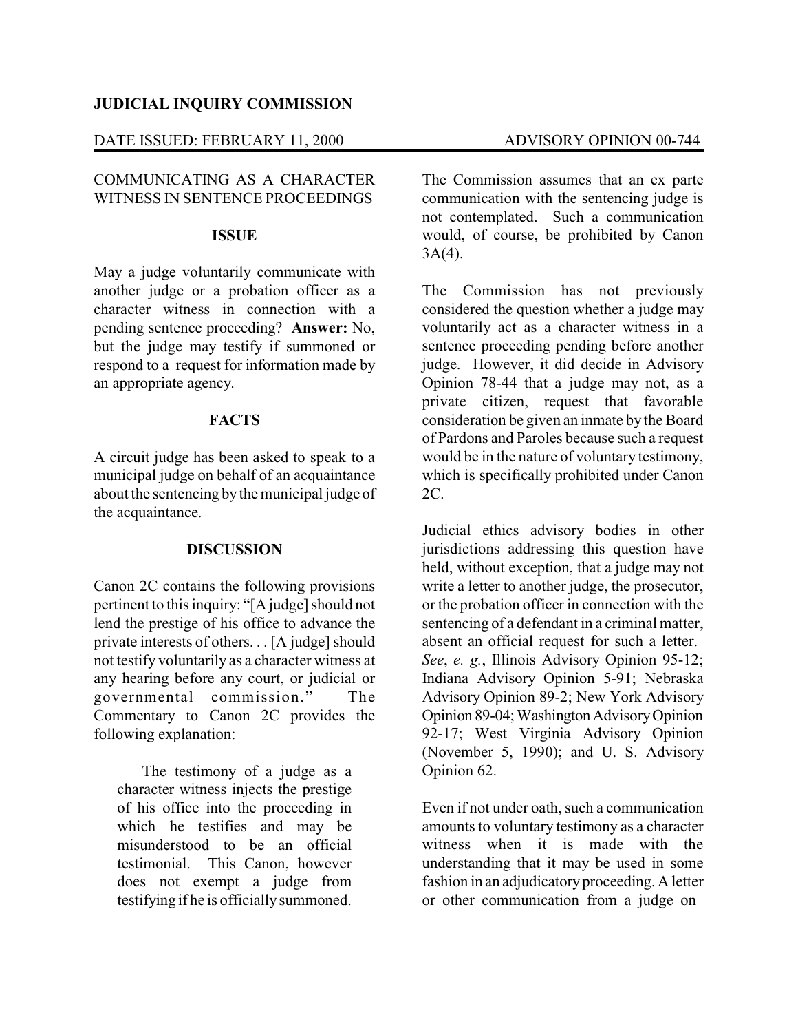**JUDICIAL INQUIRY COMMISSION**

DATE ISSUED: FEBRUARY 11, 2000 ADVISORY OPINION 00-744

COMMUNICATING AS A CHARACTER WITNESS IN SENTENCE PROCEEDINGS

## ISSUE

May a judge voluntarily communicate with another judge or a probation officer as a character witness in connection with a pending sentence proceeding? **Answer:** No, but the judge may testify if summoned or respond to a request for information made by an appropriate agency.

## FACTS

A circuit judge has been asked to speak to a municipal judge on behalf of an acquaintance about the sentencing by the municipal judge of the acquaintance.

## DISCUSSION

Canon 2C contains the following provisions pertinent to this inquiry: "[A judge] should not lend the prestige of his office to advance the private interests of others. . . [A judge] should not testify voluntarily as a character witness at any hearing before any court, or judicial or governmental commission." The Commentary to Canon 2C provides the following explanation:

> The testimony of a judge as a character witness injects the prestige of his office into the proceeding in which he testifies and may be misunderstood to be an official testimonial. This Canon, however does not exempt a judge from testifying if he is officially summoned.

The Commission assumes that an ex parte communication with the sentencing judge is not contemplated. Such a communication would, of course, be prohibited by Canon 3A(4).

The Commission has not previously considered the question whether a judge may voluntarily act as a character witness in a sentence proceeding pending before another judge. However, it did decide in Advisory Opinion 78-44 that a judge may not, as a private citizen, request that favorable consideration be given an inmate by the Board of Pardons and Paroles because such a request would be in the nature of voluntary testimony, which is specifically prohibited under Canon 2C.

Judicial ethics advisory bodies in other jurisdictions addressing this question have held, without exception, that a judge may not write a letter to another judge, the prosecutor, or the probation officer in connection with the sentencing of a defendant in a criminal matter, absent an official request for such a letter. *See*, *e. g.*, Illinois Advisory Opinion 95-12; Indiana Advisory Opinion 5-91; Nebraska Advisory Opinion 89-2; New York Advisory Opinion 89-04; Washington Advisory Opinion 92-17; West Virginia Advisory Opinion (November 5, 1990); and U. S. Advisory Opinion 62.

Even if not under oath, such a communication amounts to voluntary testimony as a character witness when it is made with the understanding that it may be used in some fashion in an adjudicatory proceeding. A letter or other communication from a judge on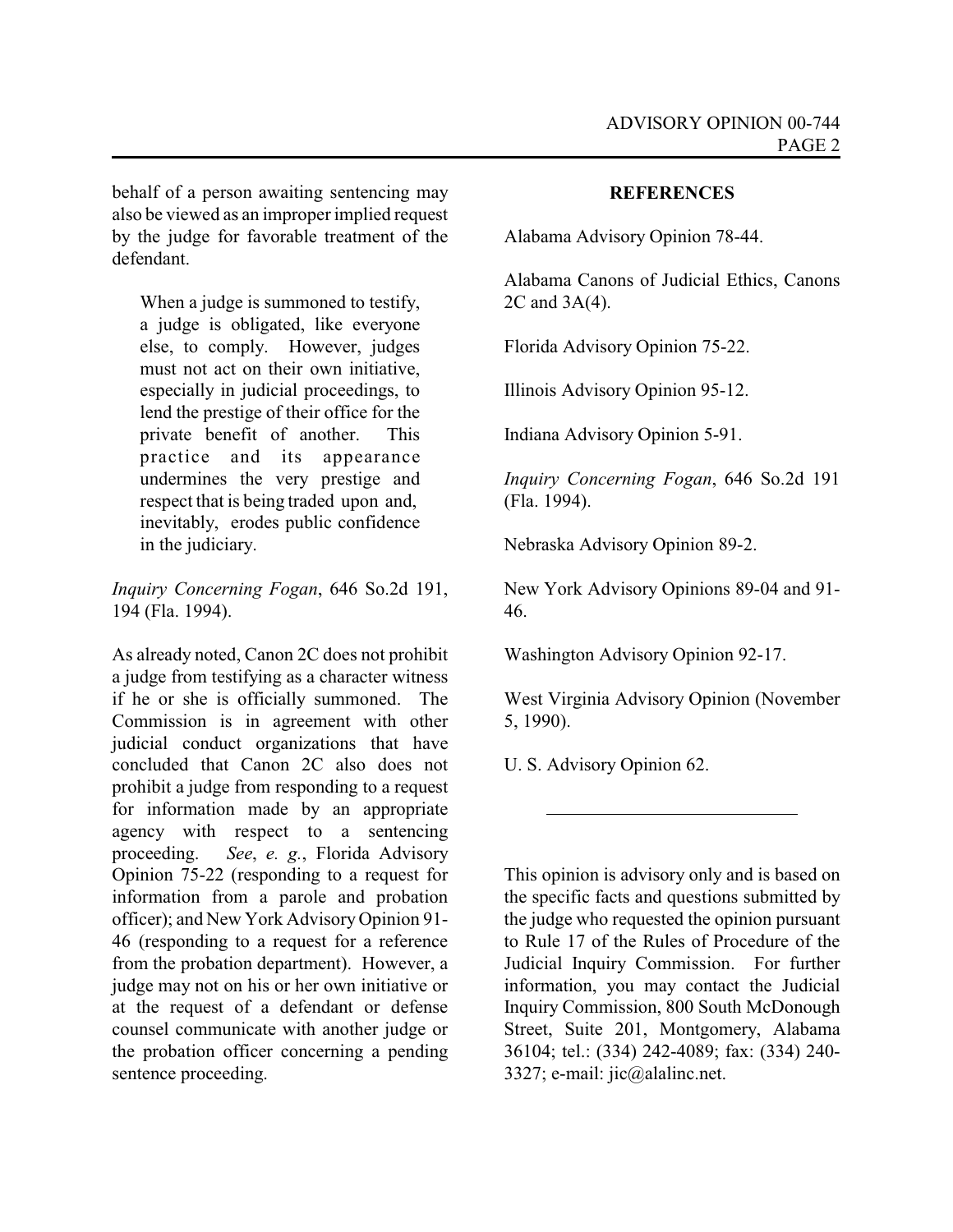behalf of a person awaiting sentencing may also be viewed as an improper implied request by the judge for favorable treatment of the defendant.

> When a judge is summoned to testify, a judge is obligated, like everyone else, to comply. However, judges must not act on their own initiative, especially in judicial proceedings, to lend the prestige of their office for the private benefit of another. This practice and its appearance undermines the very prestige and respect that is being traded upon and, inevitably, erodes public confidence in the judiciary.

*Inquiry Concerning Fogan*, 646 So.2d 191, 194 (Fla. 1994).

As already noted, Canon 2C does not prohibit a judge from testifying as a character witness if he or she is officially summoned. The Commission is in agreement with other judicial conduct organizations that have concluded that Canon 2C also does not prohibit a judge from responding to a request for information made by an appropriate agency with respect to a sentencing proceeding. *See*, *e. g.*, Florida Advisory Opinion 75-22 (responding to a request for information from a parole and probation officer); and New York Advisory Opinion 91-46 (responding to a request for a reference from the probation department). However, a judge may not on his or her own initiative or at the request of a defendant or defense counsel communicate with another judge or the probation officer concerning a pending sentence proceeding.

**REFERENCES**

Alabama Advisory Opinion 78-44.

Alabama Canons of Judicial Ethics, Canons 2C and 3A(4).

Florida Advisory Opinion 75-22.

Illinois Advisory Opinion 95-12.

Indiana Advisory Opinion 5-91.

*Inquiry Concerning Fogan*, 646 So.2d 191 (Fla. 1994).

Nebraska Advisory Opinion 89-2.

New York Advisory Opinions 89-04 and 91-46.

Washington Advisory Opinion 92-17.

West Virginia Advisory Opinion (November 5, 1990).

U. S. Advisory Opinion 62.

---

This opinion is advisory only and is based on the specific facts and questions submitted by the judge who requested the opinion pursuant to Rule 17 of the Rules of Procedure of the Judicial Inquiry Commission. For further information, you may contact the Judicial Inquiry Commission, 800 South McDonough Street, Suite 201, Montgomery, Alabama 36104; tel.: (334) 242-4089; fax: (334) 240-3327; e-mail: jic@alalinc.net.